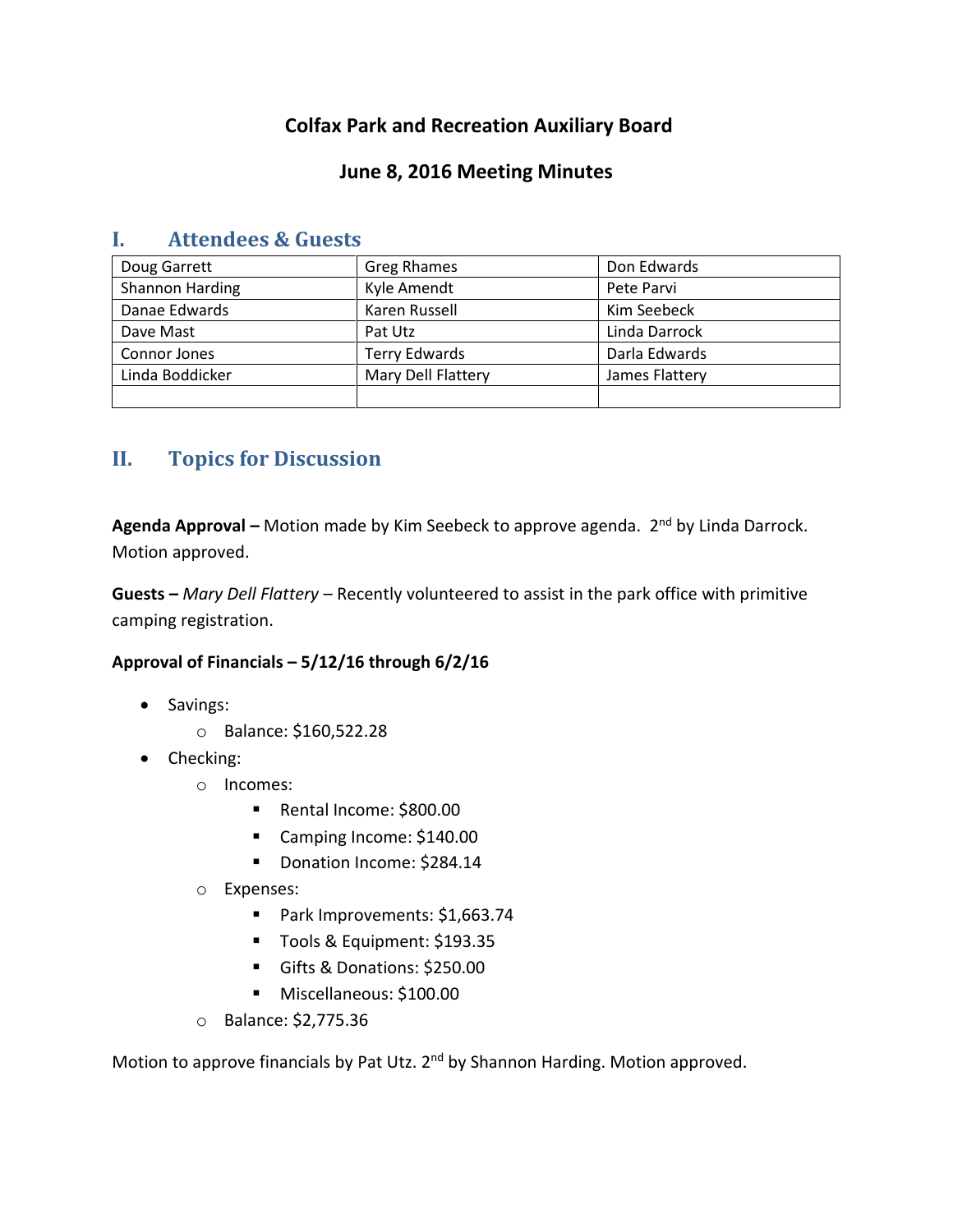# Colfax Park and Recreation Auxiliary Board

## June 8, 2016 Meeting Minutes

## I. Attendees & Guests

| | | |
|---|---|---|
| Doug Garrett | Greg Rhames | Don Edwards |
| Shannon Harding | Kyle Amendt | Pete Parvi |
| Danae Edwards | Karen Russell | Kim Seebeck |
| Dave Mast | Pat Utz | Linda Darrock |
| Connor Jones | Terry Edwards | Darla Edwards |
| Linda Boddicker | Mary Dell Flattery | James Flattery |
| | | |

## II. Topics for Discussion

**Agenda Approval –** Motion made by Kim Seebeck to approve agenda. 2nd by Linda Darrock. Motion approved.

**Guests –** *Mary Dell Flattery* – Recently volunteered to assist in the park office with primitive camping registration.

**Approval of Financials – 5/12/16 through 6/2/16**

- Savings:
  - Balance: $160,522.28
- Checking:
  - Incomes:
    - Rental Income: $800.00
    - Camping Income: $140.00
    - Donation Income: $284.14
  - Expenses:
    - Park Improvements: $1,663.74
    - Tools & Equipment: $193.35
    - Gifts & Donations: $250.00
    - Miscellaneous: $100.00
  - Balance: $2,775.36

Motion to approve financials by Pat Utz. 2nd by Shannon Harding. Motion approved.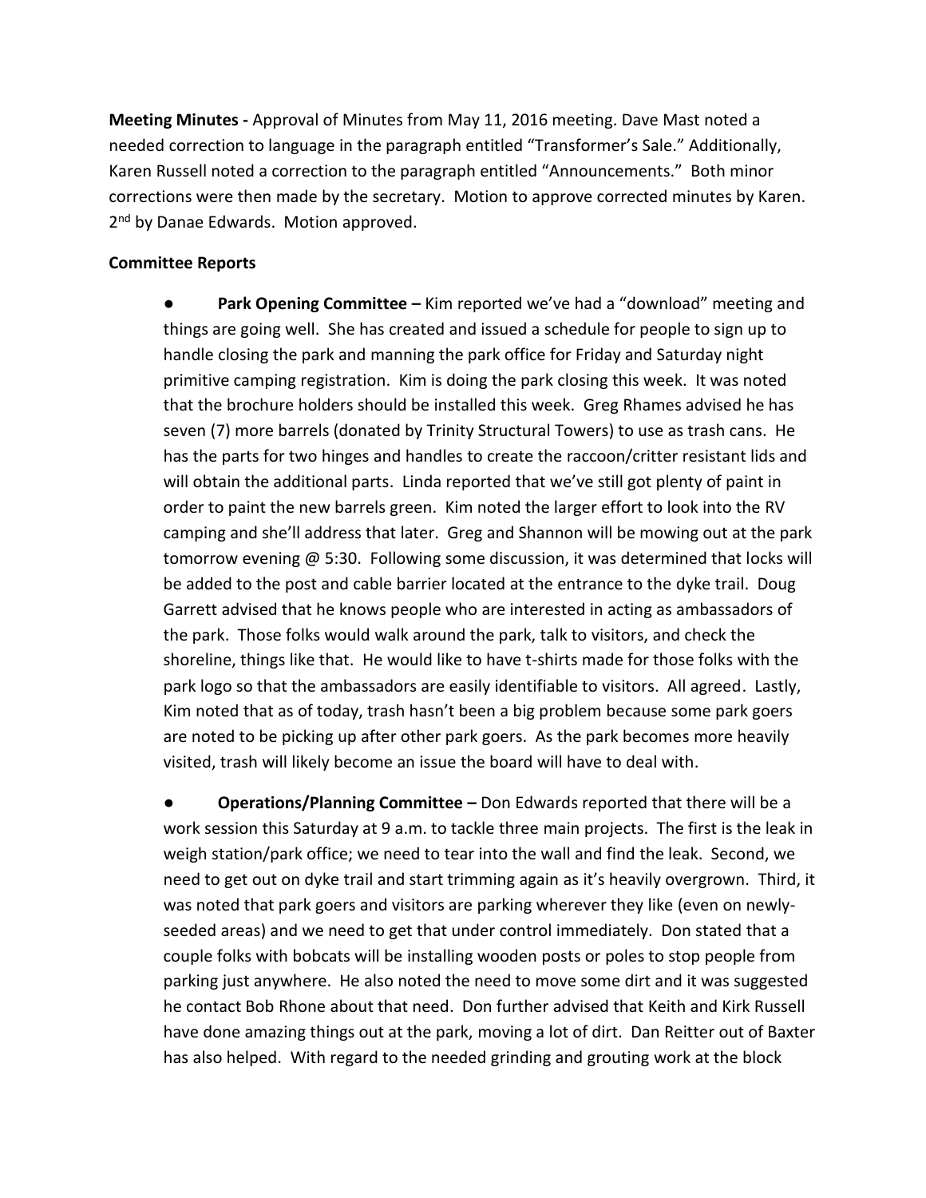**Meeting Minutes -** Approval of Minutes from May 11, 2016 meeting. Dave Mast noted a needed correction to language in the paragraph entitled "Transformer's Sale." Additionally, Karen Russell noted a correction to the paragraph entitled "Announcements." Both minor corrections were then made by the secretary. Motion to approve corrected minutes by Karen. 2nd by Danae Edwards. Motion approved.

**Committee Reports**

- **Park Opening Committee –** Kim reported we've had a "download" meeting and things are going well. She has created and issued a schedule for people to sign up to handle closing the park and manning the park office for Friday and Saturday night primitive camping registration. Kim is doing the park closing this week. It was noted that the brochure holders should be installed this week. Greg Rhames advised he has seven (7) more barrels (donated by Trinity Structural Towers) to use as trash cans. He has the parts for two hinges and handles to create the raccoon/critter resistant lids and will obtain the additional parts. Linda reported that we've still got plenty of paint in order to paint the new barrels green. Kim noted the larger effort to look into the RV camping and she'll address that later. Greg and Shannon will be mowing out at the park tomorrow evening @ 5:30. Following some discussion, it was determined that locks will be added to the post and cable barrier located at the entrance to the dyke trail. Doug Garrett advised that he knows people who are interested in acting as ambassadors of the park. Those folks would walk around the park, talk to visitors, and check the shoreline, things like that. He would like to have t-shirts made for those folks with the park logo so that the ambassadors are easily identifiable to visitors. All agreed. Lastly, Kim noted that as of today, trash hasn't been a big problem because some park goers are noted to be picking up after other park goers. As the park becomes more heavily visited, trash will likely become an issue the board will have to deal with.

- **Operations/Planning Committee –** Don Edwards reported that there will be a work session this Saturday at 9 a.m. to tackle three main projects. The first is the leak in weigh station/park office; we need to tear into the wall and find the leak. Second, we need to get out on dyke trail and start trimming again as it's heavily overgrown. Third, it was noted that park goers and visitors are parking wherever they like (even on newly-seeded areas) and we need to get that under control immediately. Don stated that a couple folks with bobcats will be installing wooden posts or poles to stop people from parking just anywhere. He also noted the need to move some dirt and it was suggested he contact Bob Rhone about that need. Don further advised that Keith and Kirk Russell have done amazing things out at the park, moving a lot of dirt. Dan Reitter out of Baxter has also helped. With regard to the needed grinding and grouting work at the block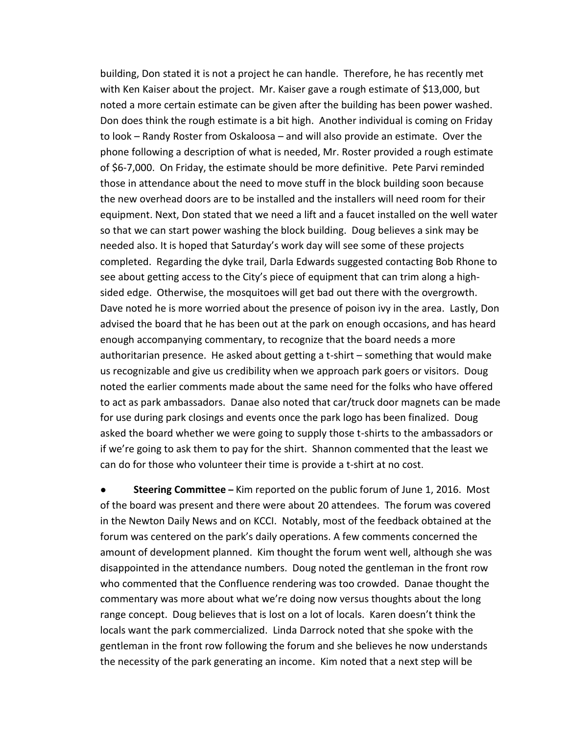building, Don stated it is not a project he can handle. Therefore, he has recently met with Ken Kaiser about the project. Mr. Kaiser gave a rough estimate of $13,000, but noted a more certain estimate can be given after the building has been power washed. Don does think the rough estimate is a bit high. Another individual is coming on Friday to look – Randy Roster from Oskaloosa – and will also provide an estimate. Over the phone following a description of what is needed, Mr. Roster provided a rough estimate of $6-7,000. On Friday, the estimate should be more definitive. Pete Parvi reminded those in attendance about the need to move stuff in the block building soon because the new overhead doors are to be installed and the installers will need room for their equipment. Next, Don stated that we need a lift and a faucet installed on the well water so that we can start power washing the block building. Doug believes a sink may be needed also. It is hoped that Saturday's work day will see some of these projects completed. Regarding the dyke trail, Darla Edwards suggested contacting Bob Rhone to see about getting access to the City's piece of equipment that can trim along a high-sided edge. Otherwise, the mosquitoes will get bad out there with the overgrowth. Dave noted he is more worried about the presence of poison ivy in the area. Lastly, Don advised the board that he has been out at the park on enough occasions, and has heard enough accompanying commentary, to recognize that the board needs a more authoritarian presence. He asked about getting a t-shirt – something that would make us recognizable and give us credibility when we approach park goers or visitors. Doug noted the earlier comments made about the same need for the folks who have offered to act as park ambassadors. Danae also noted that car/truck door magnets can be made for use during park closings and events once the park logo has been finalized. Doug asked the board whether we were going to supply those t-shirts to the ambassadors or if we're going to ask them to pay for the shirt. Shannon commented that the least we can do for those who volunteer their time is provide a t-shirt at no cost.

- **Steering Committee –** Kim reported on the public forum of June 1, 2016. Most of the board was present and there were about 20 attendees. The forum was covered in the Newton Daily News and on KCCI. Notably, most of the feedback obtained at the forum was centered on the park's daily operations. A few comments concerned the amount of development planned. Kim thought the forum went well, although she was disappointed in the attendance numbers. Doug noted the gentleman in the front row who commented that the Confluence rendering was too crowded. Danae thought the commentary was more about what we're doing now versus thoughts about the long range concept. Doug believes that is lost on a lot of locals. Karen doesn't think the locals want the park commercialized. Linda Darrock noted that she spoke with the gentleman in the front row following the forum and she believes he now understands the necessity of the park generating an income. Kim noted that a next step will be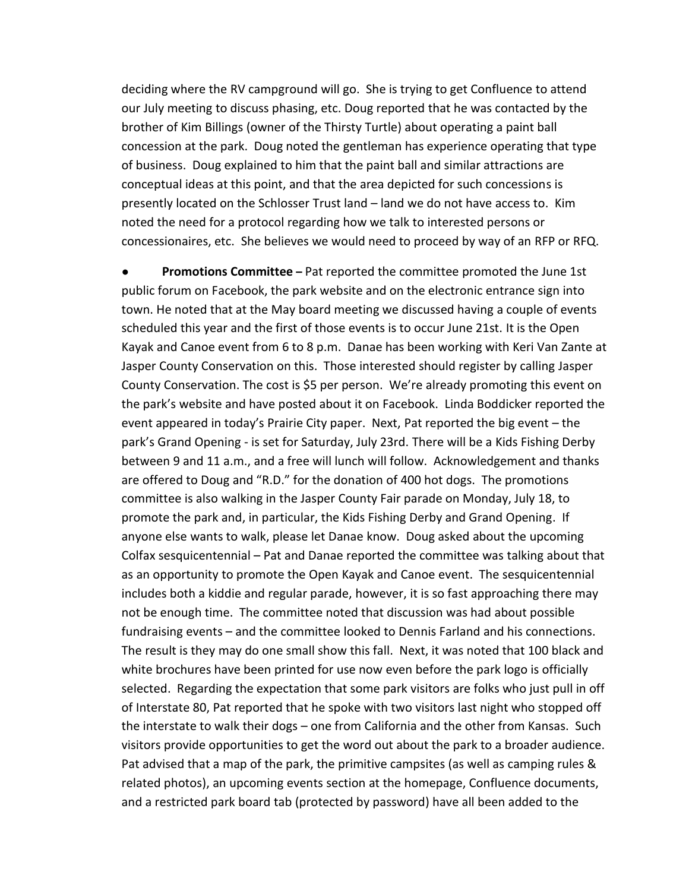deciding where the RV campground will go. She is trying to get Confluence to attend our July meeting to discuss phasing, etc. Doug reported that he was contacted by the brother of Kim Billings (owner of the Thirsty Turtle) about operating a paint ball concession at the park. Doug noted the gentleman has experience operating that type of business. Doug explained to him that the paint ball and similar attractions are conceptual ideas at this point, and that the area depicted for such concessions is presently located on the Schlosser Trust land – land we do not have access to. Kim noted the need for a protocol regarding how we talk to interested persons or concessionaires, etc. She believes we would need to proceed by way of an RFP or RFQ.

- **Promotions Committee –** Pat reported the committee promoted the June 1st public forum on Facebook, the park website and on the electronic entrance sign into town. He noted that at the May board meeting we discussed having a couple of events scheduled this year and the first of those events is to occur June 21st. It is the Open Kayak and Canoe event from 6 to 8 p.m. Danae has been working with Keri Van Zante at Jasper County Conservation on this. Those interested should register by calling Jasper County Conservation. The cost is $5 per person. We're already promoting this event on the park's website and have posted about it on Facebook. Linda Boddicker reported the event appeared in today's Prairie City paper. Next, Pat reported the big event – the park's Grand Opening - is set for Saturday, July 23rd. There will be a Kids Fishing Derby between 9 and 11 a.m., and a free will lunch will follow. Acknowledgement and thanks are offered to Doug and "R.D." for the donation of 400 hot dogs. The promotions committee is also walking in the Jasper County Fair parade on Monday, July 18, to promote the park and, in particular, the Kids Fishing Derby and Grand Opening. If anyone else wants to walk, please let Danae know. Doug asked about the upcoming Colfax sesquicentennial – Pat and Danae reported the committee was talking about that as an opportunity to promote the Open Kayak and Canoe event. The sesquicentennial includes both a kiddie and regular parade, however, it is so fast approaching there may not be enough time. The committee noted that discussion was had about possible fundraising events – and the committee looked to Dennis Farland and his connections. The result is they may do one small show this fall. Next, it was noted that 100 black and white brochures have been printed for use now even before the park logo is officially selected. Regarding the expectation that some park visitors are folks who just pull in off of Interstate 80, Pat reported that he spoke with two visitors last night who stopped off the interstate to walk their dogs – one from California and the other from Kansas. Such visitors provide opportunities to get the word out about the park to a broader audience. Pat advised that a map of the park, the primitive campsites (as well as camping rules & related photos), an upcoming events section at the homepage, Confluence documents, and a restricted park board tab (protected by password) have all been added to the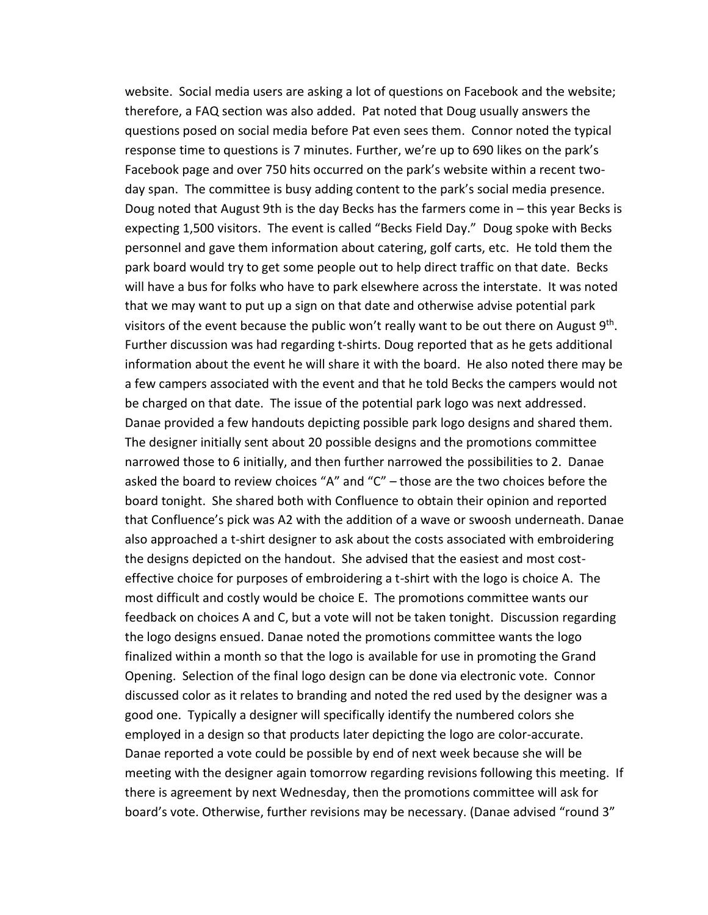website. Social media users are asking a lot of questions on Facebook and the website; therefore, a FAQ section was also added. Pat noted that Doug usually answers the questions posed on social media before Pat even sees them. Connor noted the typical response time to questions is 7 minutes. Further, we're up to 690 likes on the park's Facebook page and over 750 hits occurred on the park's website within a recent two-day span. The committee is busy adding content to the park's social media presence. Doug noted that August 9th is the day Becks has the farmers come in – this year Becks is expecting 1,500 visitors. The event is called "Becks Field Day." Doug spoke with Becks personnel and gave them information about catering, golf carts, etc. He told them the park board would try to get some people out to help direct traffic on that date. Becks will have a bus for folks who have to park elsewhere across the interstate. It was noted that we may want to put up a sign on that date and otherwise advise potential park visitors of the event because the public won't really want to be out there on August 9th. Further discussion was had regarding t-shirts. Doug reported that as he gets additional information about the event he will share it with the board. He also noted there may be a few campers associated with the event and that he told Becks the campers would not be charged on that date. The issue of the potential park logo was next addressed. Danae provided a few handouts depicting possible park logo designs and shared them. The designer initially sent about 20 possible designs and the promotions committee narrowed those to 6 initially, and then further narrowed the possibilities to 2. Danae asked the board to review choices "A" and "C" – those are the two choices before the board tonight. She shared both with Confluence to obtain their opinion and reported that Confluence's pick was A2 with the addition of a wave or swoosh underneath. Danae also approached a t-shirt designer to ask about the costs associated with embroidering the designs depicted on the handout. She advised that the easiest and most cost-effective choice for purposes of embroidering a t-shirt with the logo is choice A. The most difficult and costly would be choice E. The promotions committee wants our feedback on choices A and C, but a vote will not be taken tonight. Discussion regarding the logo designs ensued. Danae noted the promotions committee wants the logo finalized within a month so that the logo is available for use in promoting the Grand Opening. Selection of the final logo design can be done via electronic vote. Connor discussed color as it relates to branding and noted the red used by the designer was a good one. Typically a designer will specifically identify the numbered colors she employed in a design so that products later depicting the logo are color-accurate. Danae reported a vote could be possible by end of next week because she will be meeting with the designer again tomorrow regarding revisions following this meeting. If there is agreement by next Wednesday, then the promotions committee will ask for board's vote. Otherwise, further revisions may be necessary. (Danae advised "round 3"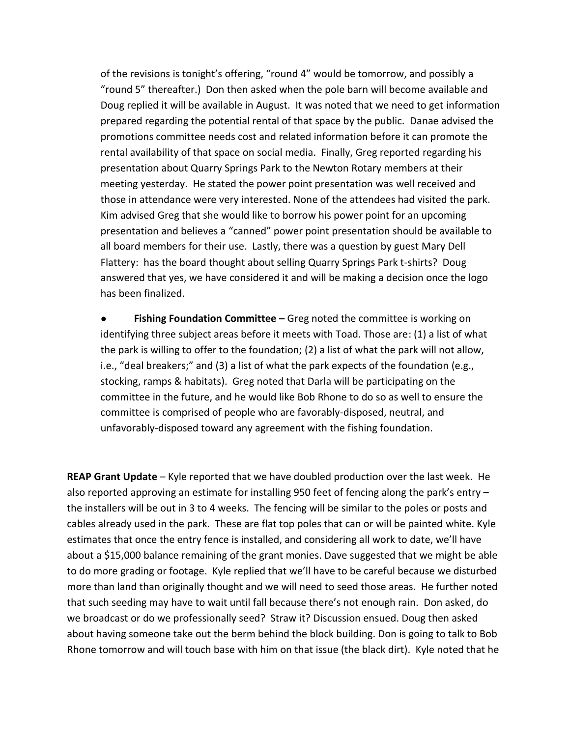of the revisions is tonight's offering, "round 4" would be tomorrow, and possibly a "round 5" thereafter.) Don then asked when the pole barn will become available and Doug replied it will be available in August. It was noted that we need to get information prepared regarding the potential rental of that space by the public. Danae advised the promotions committee needs cost and related information before it can promote the rental availability of that space on social media. Finally, Greg reported regarding his presentation about Quarry Springs Park to the Newton Rotary members at their meeting yesterday. He stated the power point presentation was well received and those in attendance were very interested. None of the attendees had visited the park. Kim advised Greg that she would like to borrow his power point for an upcoming presentation and believes a "canned" power point presentation should be available to all board members for their use. Lastly, there was a question by guest Mary Dell Flattery: has the board thought about selling Quarry Springs Park t-shirts? Doug answered that yes, we have considered it and will be making a decision once the logo has been finalized.

- **Fishing Foundation Committee –** Greg noted the committee is working on identifying three subject areas before it meets with Toad. Those are: (1) a list of what the park is willing to offer to the foundation; (2) a list of what the park will not allow, i.e., "deal breakers;" and (3) a list of what the park expects of the foundation (e.g., stocking, ramps & habitats). Greg noted that Darla will be participating on the committee in the future, and he would like Bob Rhone to do so as well to ensure the committee is comprised of people who are favorably-disposed, neutral, and unfavorably-disposed toward any agreement with the fishing foundation.

**REAP Grant Update** – Kyle reported that we have doubled production over the last week. He also reported approving an estimate for installing 950 feet of fencing along the park's entry – the installers will be out in 3 to 4 weeks. The fencing will be similar to the poles or posts and cables already used in the park. These are flat top poles that can or will be painted white. Kyle estimates that once the entry fence is installed, and considering all work to date, we'll have about a $15,000 balance remaining of the grant monies. Dave suggested that we might be able to do more grading or footage. Kyle replied that we'll have to be careful because we disturbed more than land than originally thought and we will need to seed those areas. He further noted that such seeding may have to wait until fall because there's not enough rain. Don asked, do we broadcast or do we professionally seed? Straw it? Discussion ensued. Doug then asked about having someone take out the berm behind the block building. Don is going to talk to Bob Rhone tomorrow and will touch base with him on that issue (the black dirt). Kyle noted that he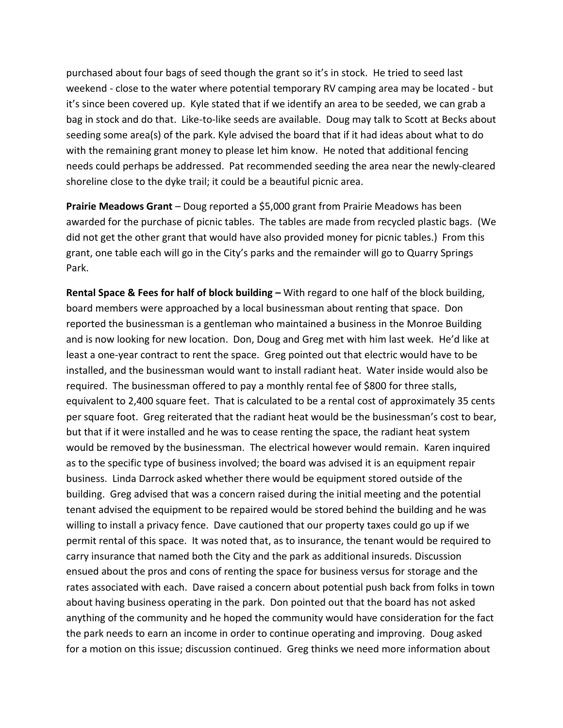purchased about four bags of seed though the grant so it's in stock. He tried to seed last weekend - close to the water where potential temporary RV camping area may be located - but it's since been covered up. Kyle stated that if we identify an area to be seeded, we can grab a bag in stock and do that. Like-to-like seeds are available. Doug may talk to Scott at Becks about seeding some area(s) of the park. Kyle advised the board that if it had ideas about what to do with the remaining grant money to please let him know. He noted that additional fencing needs could perhaps be addressed. Pat recommended seeding the area near the newly-cleared shoreline close to the dyke trail; it could be a beautiful picnic area.

**Prairie Meadows Grant** – Doug reported a $5,000 grant from Prairie Meadows has been awarded for the purchase of picnic tables. The tables are made from recycled plastic bags. (We did not get the other grant that would have also provided money for picnic tables.) From this grant, one table each will go in the City's parks and the remainder will go to Quarry Springs Park.

**Rental Space & Fees for half of block building –** With regard to one half of the block building, board members were approached by a local businessman about renting that space. Don reported the businessman is a gentleman who maintained a business in the Monroe Building and is now looking for new location. Don, Doug and Greg met with him last week. He'd like at least a one-year contract to rent the space. Greg pointed out that electric would have to be installed, and the businessman would want to install radiant heat. Water inside would also be required. The businessman offered to pay a monthly rental fee of $800 for three stalls, equivalent to 2,400 square feet. That is calculated to be a rental cost of approximately 35 cents per square foot. Greg reiterated that the radiant heat would be the businessman's cost to bear, but that if it were installed and he was to cease renting the space, the radiant heat system would be removed by the businessman. The electrical however would remain. Karen inquired as to the specific type of business involved; the board was advised it is an equipment repair business. Linda Darrock asked whether there would be equipment stored outside of the building. Greg advised that was a concern raised during the initial meeting and the potential tenant advised the equipment to be repaired would be stored behind the building and he was willing to install a privacy fence. Dave cautioned that our property taxes could go up if we permit rental of this space. It was noted that, as to insurance, the tenant would be required to carry insurance that named both the City and the park as additional insureds. Discussion ensued about the pros and cons of renting the space for business versus for storage and the rates associated with each. Dave raised a concern about potential push back from folks in town about having business operating in the park. Don pointed out that the board has not asked anything of the community and he hoped the community would have consideration for the fact the park needs to earn an income in order to continue operating and improving. Doug asked for a motion on this issue; discussion continued. Greg thinks we need more information about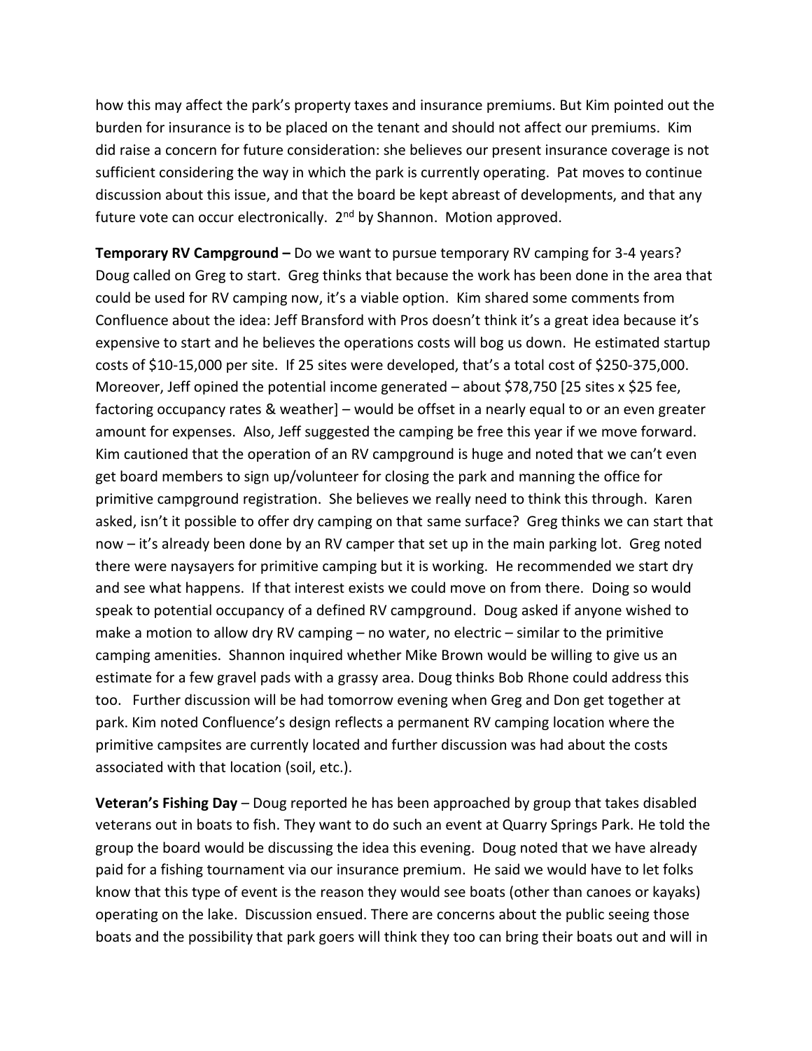how this may affect the park's property taxes and insurance premiums. But Kim pointed out the burden for insurance is to be placed on the tenant and should not affect our premiums. Kim did raise a concern for future consideration: she believes our present insurance coverage is not sufficient considering the way in which the park is currently operating. Pat moves to continue discussion about this issue, and that the board be kept abreast of developments, and that any future vote can occur electronically. 2nd by Shannon. Motion approved.

**Temporary RV Campground –** Do we want to pursue temporary RV camping for 3-4 years? Doug called on Greg to start. Greg thinks that because the work has been done in the area that could be used for RV camping now, it's a viable option. Kim shared some comments from Confluence about the idea: Jeff Bransford with Pros doesn't think it's a great idea because it's expensive to start and he believes the operations costs will bog us down. He estimated startup costs of $10-15,000 per site. If 25 sites were developed, that's a total cost of $250-375,000. Moreover, Jeff opined the potential income generated – about $78,750 [25 sites x $25 fee, factoring occupancy rates & weather] – would be offset in a nearly equal to or an even greater amount for expenses. Also, Jeff suggested the camping be free this year if we move forward. Kim cautioned that the operation of an RV campground is huge and noted that we can't even get board members to sign up/volunteer for closing the park and manning the office for primitive campground registration. She believes we really need to think this through. Karen asked, isn't it possible to offer dry camping on that same surface? Greg thinks we can start that now – it's already been done by an RV camper that set up in the main parking lot. Greg noted there were naysayers for primitive camping but it is working. He recommended we start dry and see what happens. If that interest exists we could move on from there. Doing so would speak to potential occupancy of a defined RV campground. Doug asked if anyone wished to make a motion to allow dry RV camping – no water, no electric – similar to the primitive camping amenities. Shannon inquired whether Mike Brown would be willing to give us an estimate for a few gravel pads with a grassy area. Doug thinks Bob Rhone could address this too. Further discussion will be had tomorrow evening when Greg and Don get together at park. Kim noted Confluence's design reflects a permanent RV camping location where the primitive campsites are currently located and further discussion was had about the costs associated with that location (soil, etc.).

**Veteran's Fishing Day** – Doug reported he has been approached by group that takes disabled veterans out in boats to fish. They want to do such an event at Quarry Springs Park. He told the group the board would be discussing the idea this evening. Doug noted that we have already paid for a fishing tournament via our insurance premium. He said we would have to let folks know that this type of event is the reason they would see boats (other than canoes or kayaks) operating on the lake. Discussion ensued. There are concerns about the public seeing those boats and the possibility that park goers will think they too can bring their boats out and will in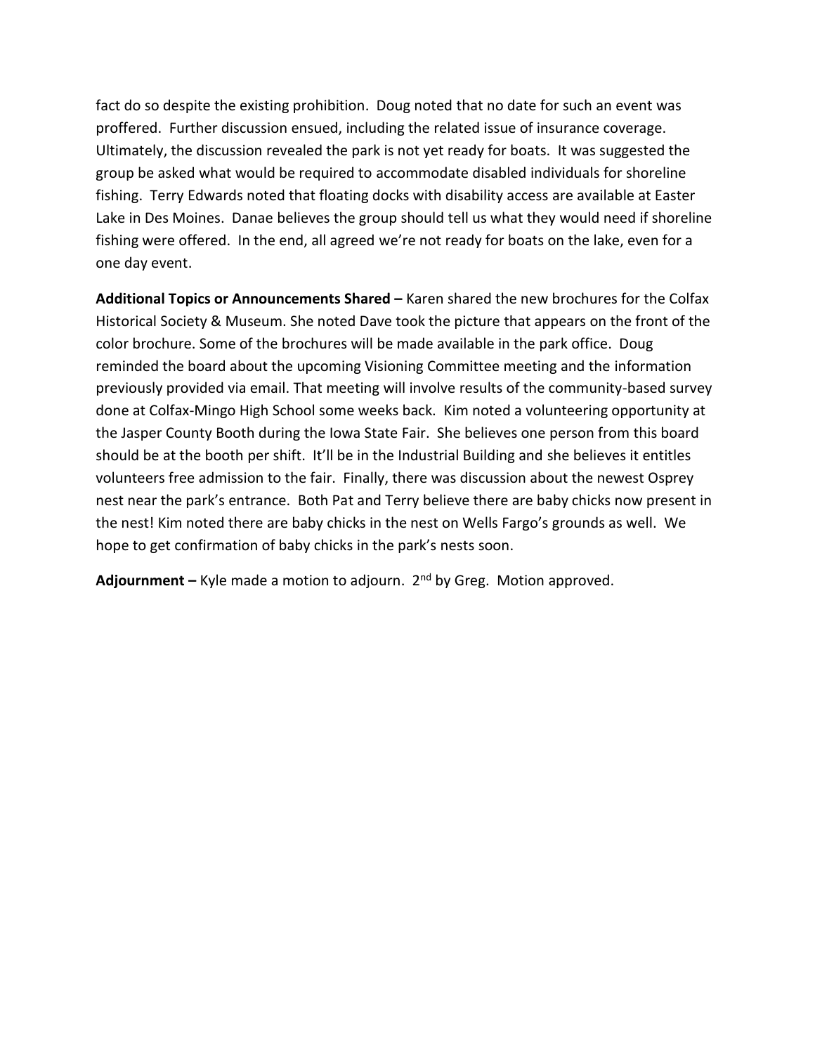fact do so despite the existing prohibition. Doug noted that no date for such an event was proffered. Further discussion ensued, including the related issue of insurance coverage. Ultimately, the discussion revealed the park is not yet ready for boats. It was suggested the group be asked what would be required to accommodate disabled individuals for shoreline fishing. Terry Edwards noted that floating docks with disability access are available at Easter Lake in Des Moines. Danae believes the group should tell us what they would need if shoreline fishing were offered. In the end, all agreed we're not ready for boats on the lake, even for a one day event.

**Additional Topics or Announcements Shared –** Karen shared the new brochures for the Colfax Historical Society & Museum. She noted Dave took the picture that appears on the front of the color brochure. Some of the brochures will be made available in the park office. Doug reminded the board about the upcoming Visioning Committee meeting and the information previously provided via email. That meeting will involve results of the community-based survey done at Colfax-Mingo High School some weeks back. Kim noted a volunteering opportunity at the Jasper County Booth during the Iowa State Fair. She believes one person from this board should be at the booth per shift. It'll be in the Industrial Building and she believes it entitles volunteers free admission to the fair. Finally, there was discussion about the newest Osprey nest near the park's entrance. Both Pat and Terry believe there are baby chicks now present in the nest! Kim noted there are baby chicks in the nest on Wells Fargo's grounds as well. We hope to get confirmation of baby chicks in the park's nests soon.

**Adjournment –** Kyle made a motion to adjourn. 2nd by Greg. Motion approved.